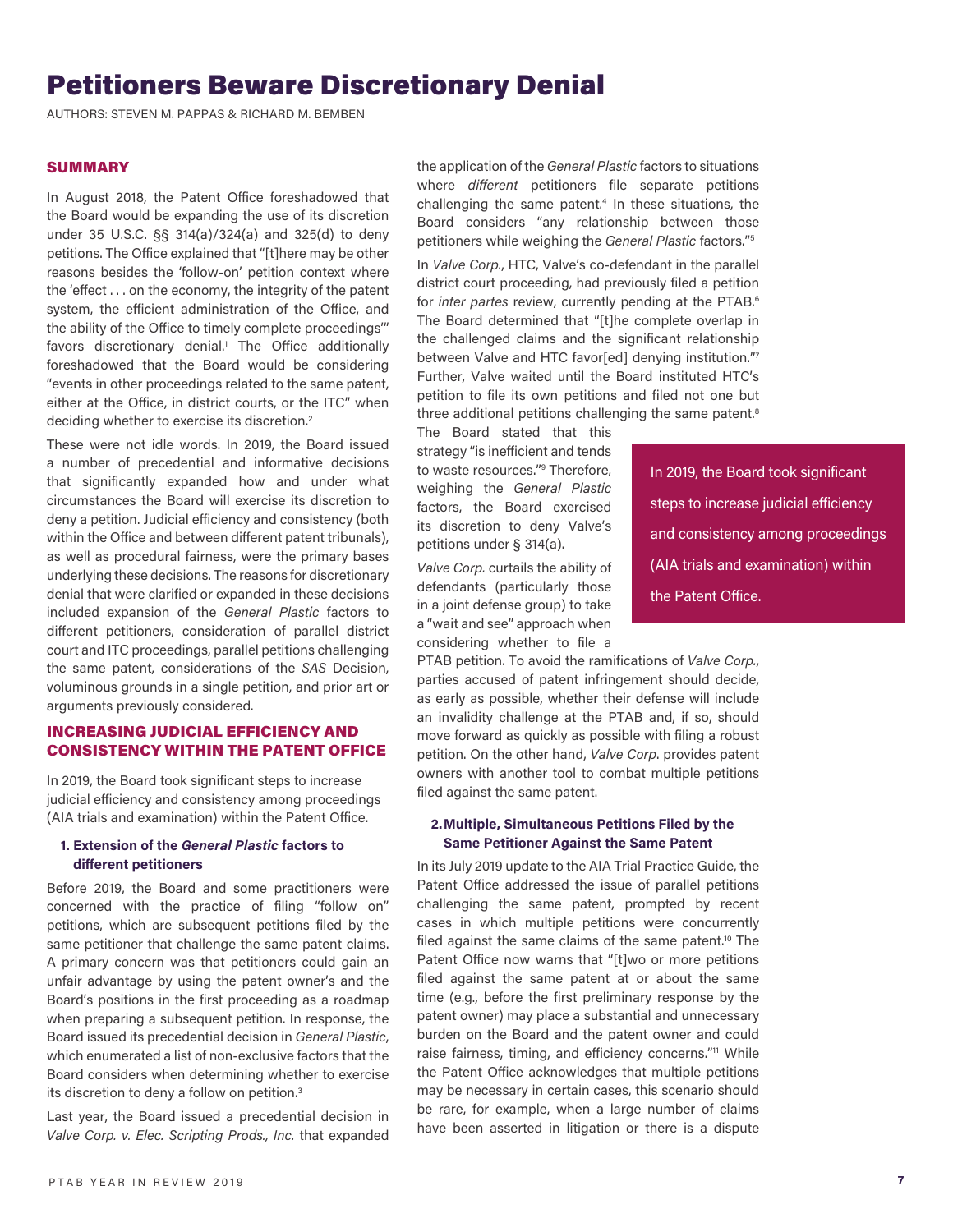# Petitioners Beware Discretionary Denial

AUTHORS: STEVEN M. PAPPAS & RICHARD M. BEMBEN

## SUMMARY

In August 2018, the Patent Office foreshadowed that the Board would be expanding the use of its discretion under 35 U.S.C. §§ 314(a)/324(a) and 325(d) to deny petitions. The Office explained that "[t]here may be other reasons besides the 'follow-on' petition context where the 'effect . . . on the economy, the integrity of the patent system, the efficient administration of the Office, and the ability of the Office to timely complete proceedings'" favors discretionary denial.[1] The Office additionally foreshadowed that the Board would be considering "events in other proceedings related to the same patent, either at the Office, in district courts, or the ITC" when deciding whether to exercise its discretion.[2]

These were not idle words. In 2019, the Board issued a number of precedential and informative decisions that significantly expanded how and under what circumstances the Board will exercise its discretion to deny a petition. Judicial efficiency and consistency (both within the Office and between different patent tribunals), as well as procedural fairness, were the primary bases underlying these decisions. The reasons for discretionary denial that were clarified or expanded in these decisions included expansion of the *General Plastic* factors to different petitioners, consideration of parallel district court and ITC proceedings, parallel petitions challenging the same patent, considerations of the *SAS* Decision, voluminous grounds in a single petition, and prior art or arguments previously considered.

## INCREASING JUDICIAL EFFICIENCY AND CONSISTENCY WITHIN THE PATENT OFFICE

In 2019, the Board took significant steps to increase judicial efficiency and consistency among proceedings (AIA trials and examination) within the Patent Office.

### 1. Extension of the *General Plastic* factors to different petitioners

Before 2019, the Board and some practitioners were concerned with the practice of filing "follow on" petitions, which are subsequent petitions filed by the same petitioner that challenge the same patent claims. A primary concern was that petitioners could gain an unfair advantage by using the patent owner's and the Board's positions in the first proceeding as a roadmap when preparing a subsequent petition. In response, the Board issued its precedential decision in *General Plastic*, which enumerated a list of non-exclusive factors that the Board considers when determining whether to exercise its discretion to deny a follow on petition.[3]

Last year, the Board issued a precedential decision in *Valve Corp. v. Elec. Scripting Prods., Inc.* that expanded the application of the *General Plastic* factors to situations where *different* petitioners file separate petitions challenging the same patent.[4] In these situations, the Board considers "any relationship between those petitioners while weighing the *General Plastic* factors."[5]

In *Valve Corp.*, HTC, Valve's co-defendant in the parallel district court proceeding, had previously filed a petition for *inter partes* review, currently pending at the PTAB.[6] The Board determined that "[t]he complete overlap in the challenged claims and the significant relationship between Valve and HTC favor[ed] denying institution."[7] Further, Valve waited until the Board instituted HTC's petition to file its own petitions and filed not one but three additional petitions challenging the same patent.[8] The Board stated that this strategy "is inefficient and tends to waste resources."[9] Therefore, weighing the *General Plastic* factors, the Board exercised its discretion to deny Valve's petitions under § 314(a).

> In 2019, the Board took significant steps to increase judicial efficiency and consistency among proceedings (AIA trials and examination) within the Patent Office.

*Valve Corp.* curtails the ability of defendants (particularly those in a joint defense group) to take a "wait and see" approach when considering whether to file a PTAB petition. To avoid the ramifications of *Valve Corp.*, parties accused of patent infringement should decide, as early as possible, whether their defense will include an invalidity challenge at the PTAB and, if so, should move forward as quickly as possible with filing a robust petition. On the other hand, *Valve Corp.* provides patent owners with another tool to combat multiple petitions filed against the same patent.

### 2. Multiple, Simultaneous Petitions Filed by the Same Petitioner Against the Same Patent

In its July 2019 update to the AIA Trial Practice Guide, the Patent Office addressed the issue of parallel petitions challenging the same patent, prompted by recent cases in which multiple petitions were concurrently filed against the same claims of the same patent.[10] The Patent Office now warns that "[t]wo or more petitions filed against the same patent at or about the same time (e.g., before the first preliminary response by the patent owner) may place a substantial and unnecessary burden on the Board and the patent owner and could raise fairness, timing, and efficiency concerns."[11] While the Patent Office acknowledges that multiple petitions may be necessary in certain cases, this scenario should be rare, for example, when a large number of claims have been asserted in litigation or there is a dispute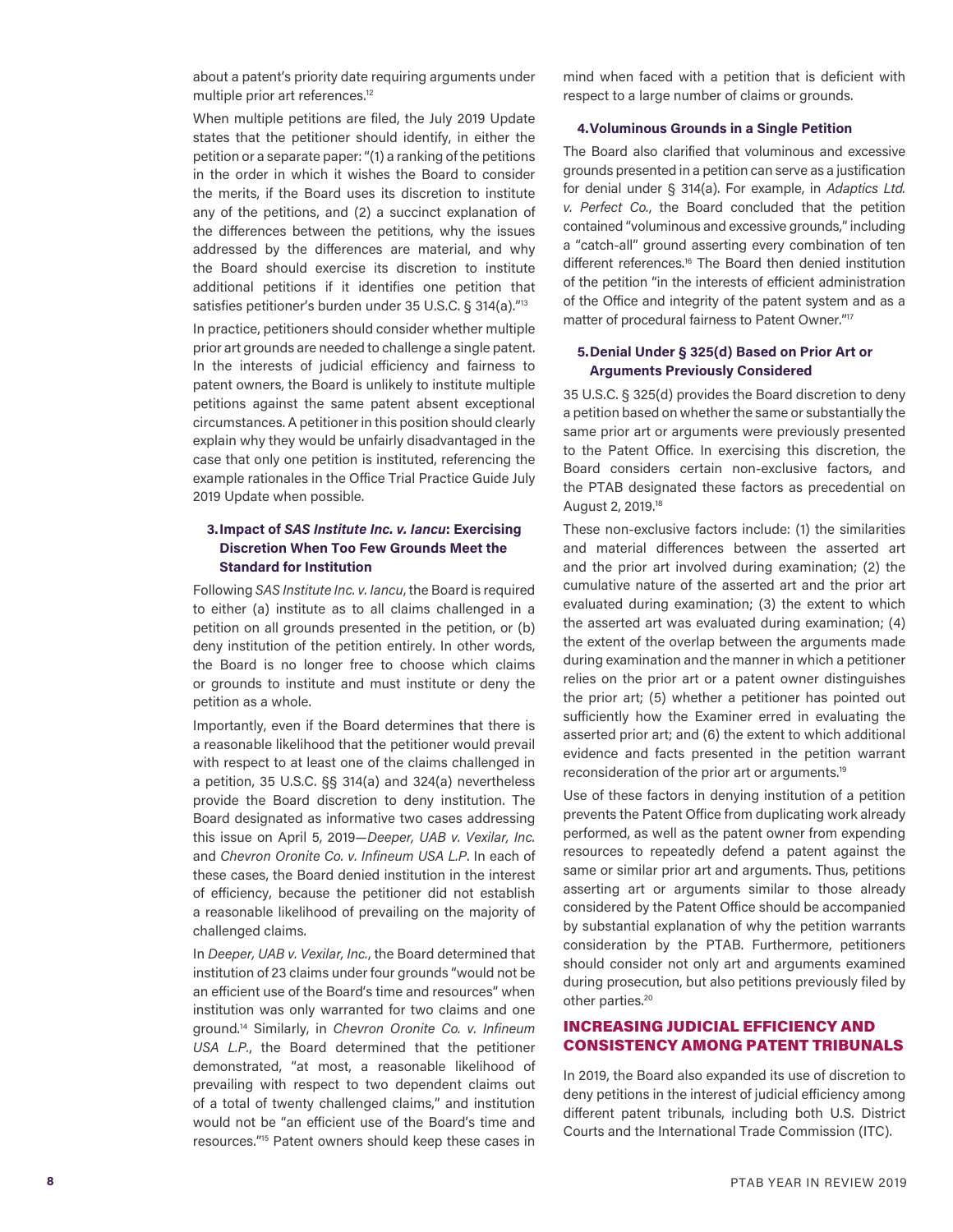about a patent's priority date requiring arguments under multiple prior art references.[12]

When multiple petitions are filed, the July 2019 Update states that the petitioner should identify, in either the petition or a separate paper: "(1) a ranking of the petitions in the order in which it wishes the Board to consider the merits, if the Board uses its discretion to institute any of the petitions, and (2) a succinct explanation of the differences between the petitions, why the issues addressed by the differences are material, and why the Board should exercise its discretion to institute additional petitions if it identifies one petition that satisfies petitioner's burden under 35 U.S.C. § 314(a)."[13]

In practice, petitioners should consider whether multiple prior art grounds are needed to challenge a single patent. In the interests of judicial efficiency and fairness to patent owners, the Board is unlikely to institute multiple petitions against the same patent absent exceptional circumstances. A petitioner in this position should clearly explain why they would be unfairly disadvantaged in the case that only one petition is instituted, referencing the example rationales in the Office Trial Practice Guide July 2019 Update when possible.

### 3. Impact of *SAS Institute Inc. v. Iancu*: Exercising Discretion When Too Few Grounds Meet the Standard for Institution

Following *SAS Institute Inc. v. Iancu*, the Board is required to either (a) institute as to all claims challenged in a petition on all grounds presented in the petition, or (b) deny institution of the petition entirely. In other words, the Board is no longer free to choose which claims or grounds to institute and must institute or deny the petition as a whole.

Importantly, even if the Board determines that there is a reasonable likelihood that the petitioner would prevail with respect to at least one of the claims challenged in a petition, 35 U.S.C. §§ 314(a) and 324(a) nevertheless provide the Board discretion to deny institution. The Board designated as informative two cases addressing this issue on April 5, 2019—*Deeper, UAB v. Vexilar, Inc.* and *Chevron Oronite Co. v. Infineum USA L.P.* In each of these cases, the Board denied institution in the interest of efficiency, because the petitioner did not establish a reasonable likelihood of prevailing on the majority of challenged claims.

In *Deeper, UAB v. Vexilar, Inc.*, the Board determined that institution of 23 claims under four grounds "would not be an efficient use of the Board's time and resources" when institution was only warranted for two claims and one ground.[14] Similarly, in *Chevron Oronite Co. v. Infineum USA L.P.*, the Board determined that the petitioner demonstrated, "at most, a reasonable likelihood of prevailing with respect to two dependent claims out of a total of twenty challenged claims," and institution would not be "an efficient use of the Board's time and resources."[15] Patent owners should keep these cases in mind when faced with a petition that is deficient with respect to a large number of claims or grounds.

### 4. Voluminous Grounds in a Single Petition

The Board also clarified that voluminous and excessive grounds presented in a petition can serve as a justification for denial under § 314(a). For example, in *Adaptics Ltd. v. Perfect Co.*, the Board concluded that the petition contained "voluminous and excessive grounds," including a "catch-all" ground asserting every combination of ten different references.[16] The Board then denied institution of the petition "in the interests of efficient administration of the Office and integrity of the patent system and as a matter of procedural fairness to Patent Owner."[17]

### 5. Denial Under § 325(d) Based on Prior Art or Arguments Previously Considered

35 U.S.C. § 325(d) provides the Board discretion to deny a petition based on whether the same or substantially the same prior art or arguments were previously presented to the Patent Office. In exercising this discretion, the Board considers certain non-exclusive factors, and the PTAB designated these factors as precedential on August 2, 2019.[18]

These non-exclusive factors include: (1) the similarities and material differences between the asserted art and the prior art involved during examination; (2) the cumulative nature of the asserted art and the prior art evaluated during examination; (3) the extent to which the asserted art was evaluated during examination; (4) the extent of the overlap between the arguments made during examination and the manner in which a petitioner relies on the prior art or a patent owner distinguishes the prior art; (5) whether a petitioner has pointed out sufficiently how the Examiner erred in evaluating the asserted prior art; and (6) the extent to which additional evidence and facts presented in the petition warrant reconsideration of the prior art or arguments.[19]

Use of these factors in denying institution of a petition prevents the Patent Office from duplicating work already performed, as well as the patent owner from expending resources to repeatedly defend a patent against the same or similar prior art and arguments. Thus, petitions asserting art or arguments similar to those already considered by the Patent Office should be accompanied by substantial explanation of why the petition warrants consideration by the PTAB. Furthermore, petitioners should consider not only art and arguments examined during prosecution, but also petitions previously filed by other parties.[20]

## INCREASING JUDICIAL EFFICIENCY AND CONSISTENCY AMONG PATENT TRIBUNALS

In 2019, the Board also expanded its use of discretion to deny petitions in the interest of judicial efficiency among different patent tribunals, including both U.S. District Courts and the International Trade Commission (ITC).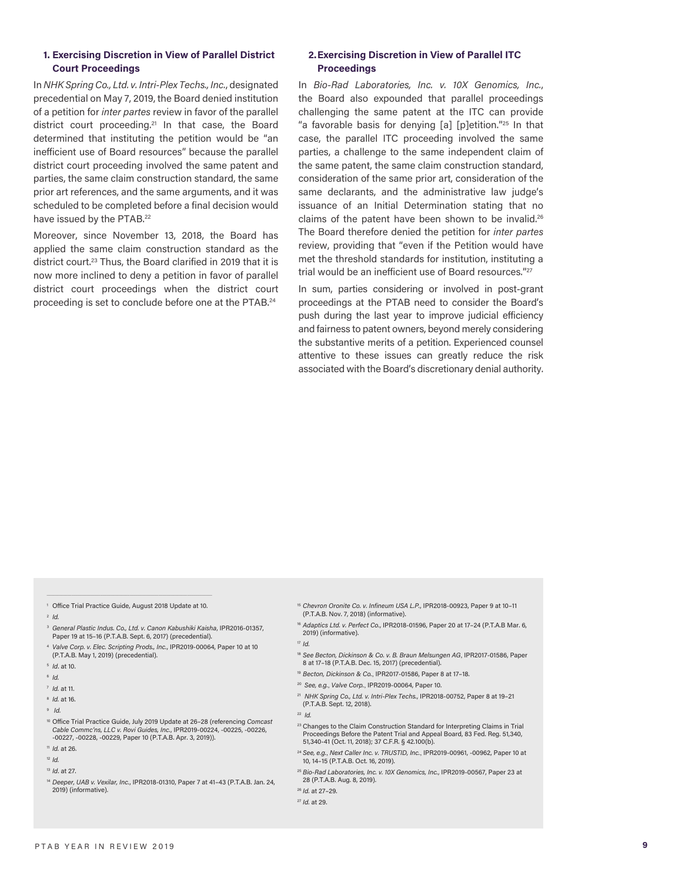### 1. Exercising Discretion in View of Parallel District Court Proceedings

In *NHK Spring Co., Ltd. v. Intri-Plex Techs., Inc.*, designated precedential on May 7, 2019, the Board denied institution of a petition for *inter partes* review in favor of the parallel district court proceeding.[21] In that case, the Board determined that instituting the petition would be "an inefficient use of Board resources" because the parallel district court proceeding involved the same patent and parties, the same claim construction standard, the same prior art references, and the same arguments, and it was scheduled to be completed before a final decision would have issued by the PTAB.[22]

Moreover, since November 13, 2018, the Board has applied the same claim construction standard as the district court.[23] Thus, the Board clarified in 2019 that it is now more inclined to deny a petition in favor of parallel district court proceedings when the district court proceeding is set to conclude before one at the PTAB.[24]

### 2. Exercising Discretion in View of Parallel ITC Proceedings

In *Bio-Rad Laboratories, Inc. v. 10X Genomics, Inc.*, the Board also expounded that parallel proceedings challenging the same patent at the ITC can provide "a favorable basis for denying [a] [p]etition."[25] In that case, the parallel ITC proceeding involved the same parties, a challenge to the same independent claim of the same patent, the same claim construction standard, consideration of the same prior art, consideration of the same declarants, and the administrative law judge's issuance of an Initial Determination stating that no claims of the patent have been shown to be invalid.[26] The Board therefore denied the petition for *inter partes* review, providing that "even if the Petition would have met the threshold standards for institution, instituting a trial would be an inefficient use of Board resources."[27]

In sum, parties considering or involved in post-grant proceedings at the PTAB need to consider the Board's push during the last year to improve judicial efficiency and fairness to patent owners, beyond merely considering the substantive merits of a petition. Experienced counsel attentive to these issues can greatly reduce the risk associated with the Board's discretionary denial authority.

---

[1] Office Trial Practice Guide, August 2018 Update at 10.

[2] *Id.*

[3] *General Plastic Indus. Co., Ltd. v. Canon Kabushiki Kaisha*, IPR2016-01357, Paper 19 at 15–16 (P.T.A.B. Sept. 6, 2017) (precedential).

[4] *Valve Corp. v. Elec. Scripting Prods., Inc.*, IPR2019-00064, Paper 10 at 10 (P.T.A.B. May 1, 2019) (precedential).

[5] *Id.* at 10.

[6] *Id.*

[7] *Id.* at 11.

[8] *Id.* at 16.

[9] *Id.*

[10] Office Trial Practice Guide, July 2019 Update at 26–28 (referencing *Comcast Cable Commc'ns, LLC v. Rovi Guides, Inc.*, IPR2019-00224, -00225, -00226, -00227, -00228, -00229, Paper 10 (P.T.A.B. Apr. 3, 2019)).

[11] *Id.* at 26.

[12] *Id.*

[13] *Id.* at 27.

[14] *Deeper, UAB v. Vexilar, Inc.*, IPR2018-01310, Paper 7 at 41–43 (P.T.A.B. Jan. 24, 2019) (informative).

[15] *Chevron Oronite Co. v. Infineum USA L.P.*, IPR2018-00923, Paper 9 at 10–11 (P.T.A.B. Nov. 7, 2018) (informative).

[16] *Adaptics Ltd. v. Perfect Co.*, IPR2018-01596, Paper 20 at 17–24 (P.T.A.B Mar. 6, 2019) (informative).

[17] *Id.*

[18] *See Becton, Dickinson & Co. v. B. Braun Melsungen AG*, IPR2017-01586, Paper 8 at 17–18 (P.T.A.B. Dec. 15, 2017) (precedential).

[19] *Becton, Dickinson & Co.*, IPR2017-01586, Paper 8 at 17–18.

[20] *See, e.g.*, *Valve Corp.*, IPR2019-00064, Paper 10.

[21] *NHK Spring Co., Ltd. v. Intri-Plex Techs.*, IPR2018-00752, Paper 8 at 19–21 (P.T.A.B. Sept. 12, 2018).

[22] *Id.*

[23] Changes to the Claim Construction Standard for Interpreting Claims in Trial Proceedings Before the Patent Trial and Appeal Board, 83 Fed. Reg. 51,340, 51,340-41 (Oct. 11, 2018); 37 C.F.R. § 42.100(b).

[24] *See, e.g.*, *Next Caller Inc. v. TRUSTID, Inc.*, IPR2019-00961, -00962, Paper 10 at 10, 14–15 (P.T.A.B. Oct. 16, 2019).

[25] *Bio-Rad Laboratories, Inc. v. 10X Genomics, Inc.*, IPR2019-00567, Paper 23 at 28 (P.T.A.B. Aug. 8, 2019).

[26] *Id.* at 27–29.

[27] *Id.* at 29.